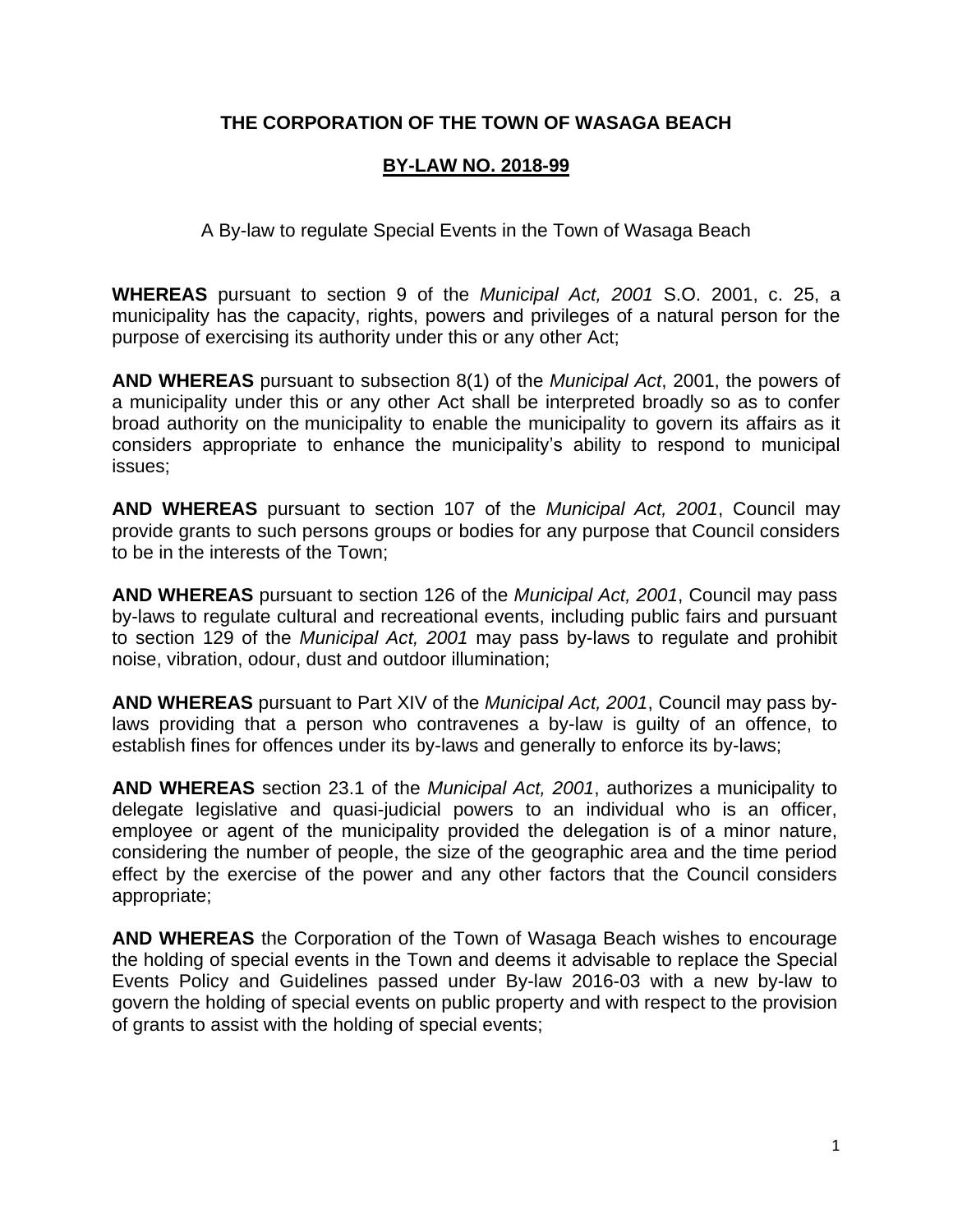# THE CORPORATION OF THE TOWN OF WASAGA BEACH

## BY-LAW NO. 2018-99

A By-law to regulate Special Events in the Town of Wasaga Beach

**WHEREAS** pursuant to section 9 of the *Municipal Act, 2001* S.O. 2001, c. 25, a municipality has the capacity, rights, powers and privileges of a natural person for the purpose of exercising its authority under this or any other Act;

**AND WHEREAS** pursuant to subsection 8(1) of the *Municipal Act*, 2001, the powers of a municipality under this or any other Act shall be interpreted broadly so as to confer broad authority on the municipality to enable the municipality to govern its affairs as it considers appropriate to enhance the municipality's ability to respond to municipal issues;

**AND WHEREAS** pursuant to section 107 of the *Municipal Act, 2001*, Council may provide grants to such persons groups or bodies for any purpose that Council considers to be in the interests of the Town;

**AND WHEREAS** pursuant to section 126 of the *Municipal Act, 2001*, Council may pass by-laws to regulate cultural and recreational events, including public fairs and pursuant to section 129 of the *Municipal Act, 2001* may pass by-laws to regulate and prohibit noise, vibration, odour, dust and outdoor illumination;

**AND WHEREAS** pursuant to Part XIV of the *Municipal Act, 2001*, Council may pass by-laws providing that a person who contravenes a by-law is guilty of an offence, to establish fines for offences under its by-laws and generally to enforce its by-laws;

**AND WHEREAS** section 23.1 of the *Municipal Act, 2001*, authorizes a municipality to delegate legislative and quasi-judicial powers to an individual who is an officer, employee or agent of the municipality provided the delegation is of a minor nature, considering the number of people, the size of the geographic area and the time period effect by the exercise of the power and any other factors that the Council considers appropriate;

**AND WHEREAS** the Corporation of the Town of Wasaga Beach wishes to encourage the holding of special events in the Town and deems it advisable to replace the Special Events Policy and Guidelines passed under By-law 2016-03 with a new by-law to govern the holding of special events on public property and with respect to the provision of grants to assist with the holding of special events;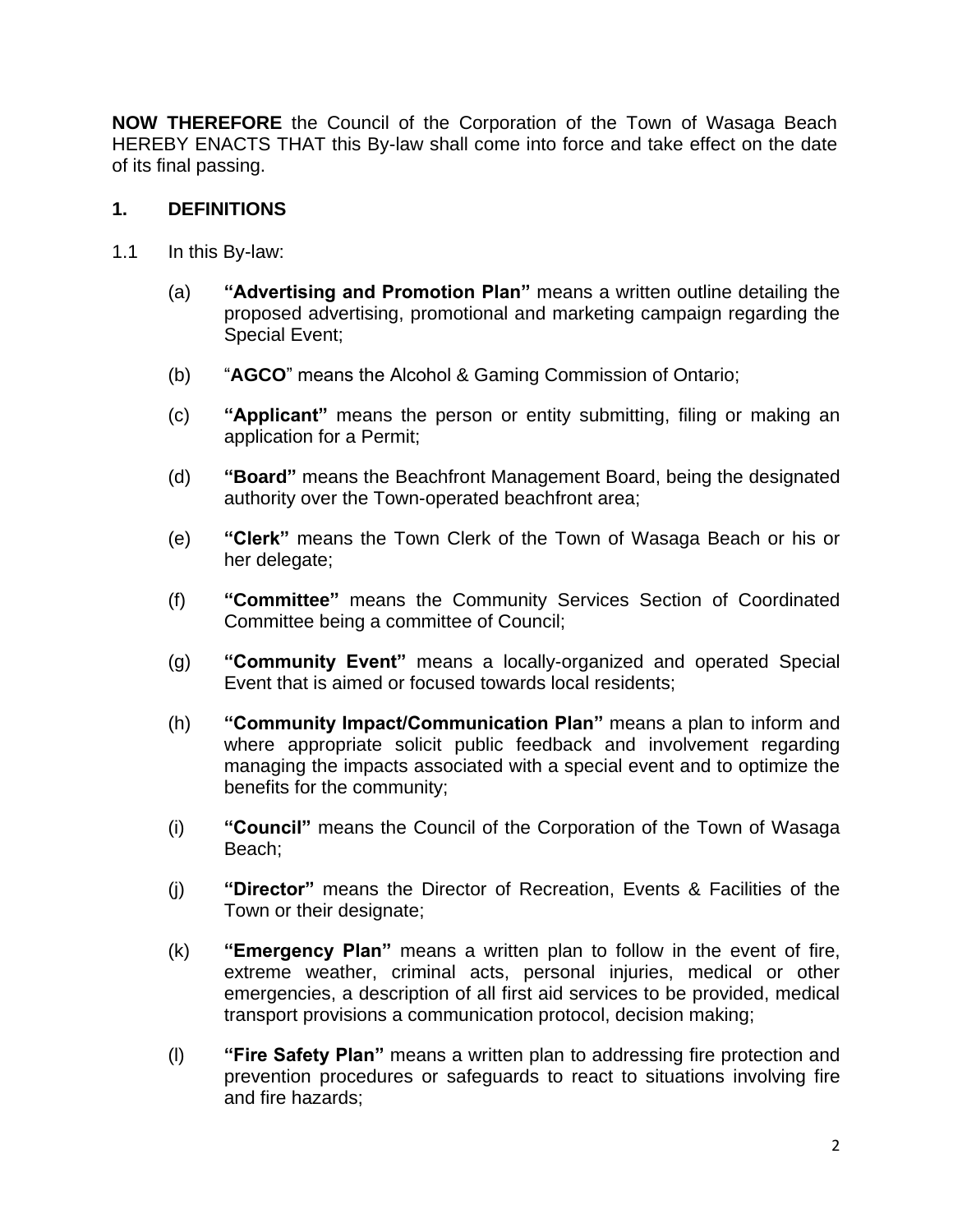**NOW THEREFORE** the Council of the Corporation of the Town of Wasaga Beach HEREBY ENACTS THAT this By-law shall come into force and take effect on the date of its final passing.

## 1. DEFINITIONS

1.1 In this By-law:

(a) **"Advertising and Promotion Plan"** means a written outline detailing the proposed advertising, promotional and marketing campaign regarding the Special Event;

(b) "**AGCO**" means the Alcohol & Gaming Commission of Ontario;

(c) **"Applicant"** means the person or entity submitting, filing or making an application for a Permit;

(d) **"Board"** means the Beachfront Management Board, being the designated authority over the Town-operated beachfront area;

(e) **"Clerk"** means the Town Clerk of the Town of Wasaga Beach or his or her delegate;

(f) **"Committee"** means the Community Services Section of Coordinated Committee being a committee of Council;

(g) **"Community Event"** means a locally-organized and operated Special Event that is aimed or focused towards local residents;

(h) **"Community Impact/Communication Plan"** means a plan to inform and where appropriate solicit public feedback and involvement regarding managing the impacts associated with a special event and to optimize the benefits for the community;

(i) **"Council"** means the Council of the Corporation of the Town of Wasaga Beach;

(j) **"Director"** means the Director of Recreation, Events & Facilities of the Town or their designate;

(k) **"Emergency Plan"** means a written plan to follow in the event of fire, extreme weather, criminal acts, personal injuries, medical or other emergencies, a description of all first aid services to be provided, medical transport provisions a communication protocol, decision making;

(l) **"Fire Safety Plan"** means a written plan to addressing fire protection and prevention procedures or safeguards to react to situations involving fire and fire hazards;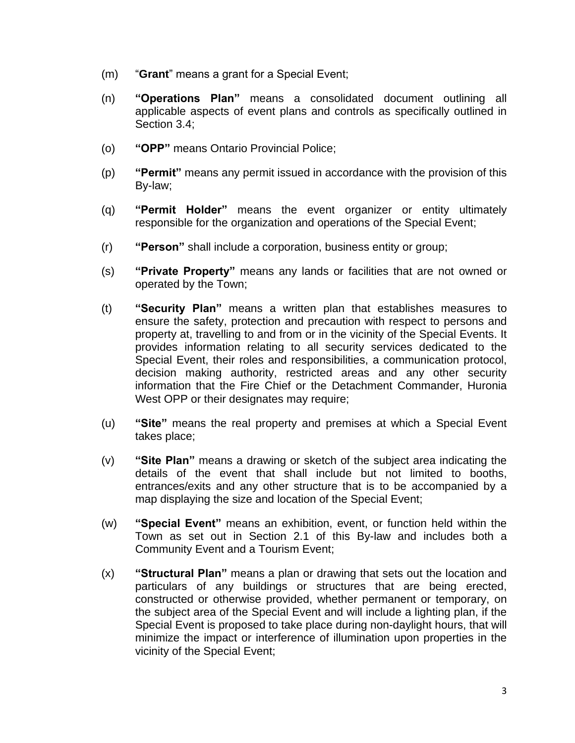(m) "**Grant**" means a grant for a Special Event;

(n) **"Operations Plan"** means a consolidated document outlining all applicable aspects of event plans and controls as specifically outlined in Section 3.4;

(o) **"OPP"** means Ontario Provincial Police;

(p) **"Permit"** means any permit issued in accordance with the provision of this By-law;

(q) **"Permit Holder"** means the event organizer or entity ultimately responsible for the organization and operations of the Special Event;

(r) **"Person"** shall include a corporation, business entity or group;

(s) **"Private Property"** means any lands or facilities that are not owned or operated by the Town;

(t) **"Security Plan"** means a written plan that establishes measures to ensure the safety, protection and precaution with respect to persons and property at, travelling to and from or in the vicinity of the Special Events. It provides information relating to all security services dedicated to the Special Event, their roles and responsibilities, a communication protocol, decision making authority, restricted areas and any other security information that the Fire Chief or the Detachment Commander, Huronia West OPP or their designates may require;

(u) **"Site"** means the real property and premises at which a Special Event takes place;

(v) **"Site Plan"** means a drawing or sketch of the subject area indicating the details of the event that shall include but not limited to booths, entrances/exits and any other structure that is to be accompanied by a map displaying the size and location of the Special Event;

(w) **"Special Event"** means an exhibition, event, or function held within the Town as set out in Section 2.1 of this By-law and includes both a Community Event and a Tourism Event;

(x) **"Structural Plan"** means a plan or drawing that sets out the location and particulars of any buildings or structures that are being erected, constructed or otherwise provided, whether permanent or temporary, on the subject area of the Special Event and will include a lighting plan, if the Special Event is proposed to take place during non-daylight hours, that will minimize the impact or interference of illumination upon properties in the vicinity of the Special Event;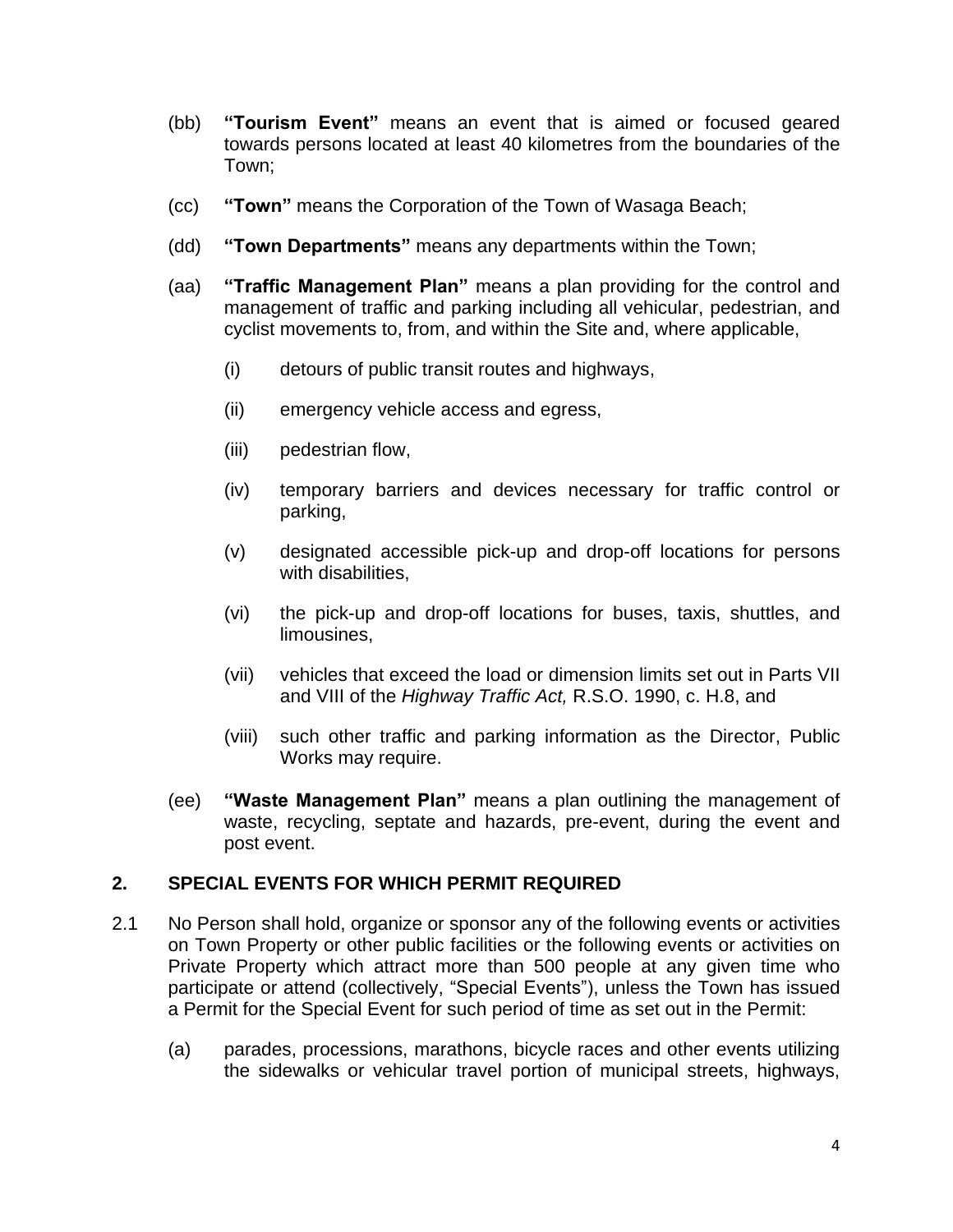(bb) **"Tourism Event"** means an event that is aimed or focused geared towards persons located at least 40 kilometres from the boundaries of the Town;

(cc) **"Town"** means the Corporation of the Town of Wasaga Beach;

(dd) **"Town Departments"** means any departments within the Town;

(aa) **"Traffic Management Plan"** means a plan providing for the control and management of traffic and parking including all vehicular, pedestrian, and cyclist movements to, from, and within the Site and, where applicable,

  (i) detours of public transit routes and highways,

  (ii) emergency vehicle access and egress,

  (iii) pedestrian flow,

  (iv) temporary barriers and devices necessary for traffic control or parking,

  (v) designated accessible pick-up and drop-off locations for persons with disabilities,

  (vi) the pick-up and drop-off locations for buses, taxis, shuttles, and limousines,

  (vii) vehicles that exceed the load or dimension limits set out in Parts VII and VIII of the *Highway Traffic Act,* R.S.O. 1990, c. H.8, and

  (viii) such other traffic and parking information as the Director, Public Works may require.

(ee) **"Waste Management Plan"** means a plan outlining the management of waste, recycling, septate and hazards, pre-event, during the event and post event.

## 2. SPECIAL EVENTS FOR WHICH PERMIT REQUIRED

2.1 No Person shall hold, organize or sponsor any of the following events or activities on Town Property or other public facilities or the following events or activities on Private Property which attract more than 500 people at any given time who participate or attend (collectively, "Special Events"), unless the Town has issued a Permit for the Special Event for such period of time as set out in the Permit:

(a) parades, processions, marathons, bicycle races and other events utilizing the sidewalks or vehicular travel portion of municipal streets, highways,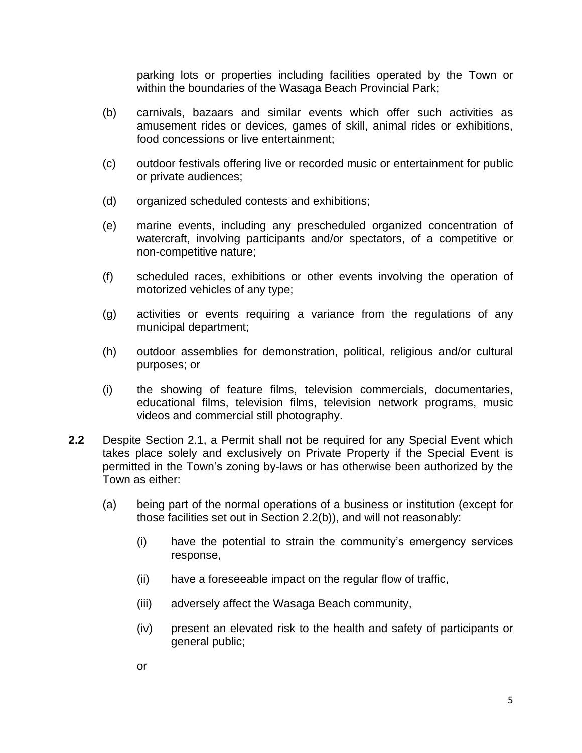parking lots or properties including facilities operated by the Town or within the boundaries of the Wasaga Beach Provincial Park;

(b) carnivals, bazaars and similar events which offer such activities as amusement rides or devices, games of skill, animal rides or exhibitions, food concessions or live entertainment;

(c) outdoor festivals offering live or recorded music or entertainment for public or private audiences;

(d) organized scheduled contests and exhibitions;

(e) marine events, including any prescheduled organized concentration of watercraft, involving participants and/or spectators, of a competitive or non-competitive nature;

(f) scheduled races, exhibitions or other events involving the operation of motorized vehicles of any type;

(g) activities or events requiring a variance from the regulations of any municipal department;

(h) outdoor assemblies for demonstration, political, religious and/or cultural purposes; or

(i) the showing of feature films, television commercials, documentaries, educational films, television films, television network programs, music videos and commercial still photography.

**2.2** Despite Section 2.1, a Permit shall not be required for any Special Event which takes place solely and exclusively on Private Property if the Special Event is permitted in the Town's zoning by-laws or has otherwise been authorized by the Town as either:

(a) being part of the normal operations of a business or institution (except for those facilities set out in Section 2.2(b)), and will not reasonably:

(i) have the potential to strain the community's emergency services response,

(ii) have a foreseeable impact on the regular flow of traffic,

(iii) adversely affect the Wasaga Beach community,

(iv) present an elevated risk to the health and safety of participants or general public;

or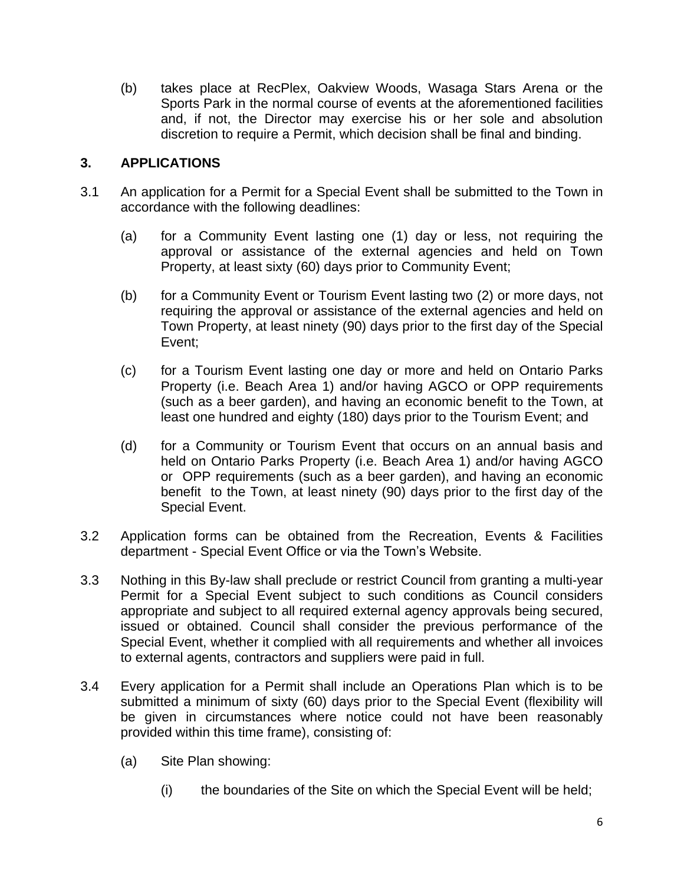(b) takes place at RecPlex, Oakview Woods, Wasaga Stars Arena or the Sports Park in the normal course of events at the aforementioned facilities and, if not, the Director may exercise his or her sole and absolution discretion to require a Permit, which decision shall be final and binding.

## 3. APPLICATIONS

3.1 An application for a Permit for a Special Event shall be submitted to the Town in accordance with the following deadlines:

(a) for a Community Event lasting one (1) day or less, not requiring the approval or assistance of the external agencies and held on Town Property, at least sixty (60) days prior to Community Event;

(b) for a Community Event or Tourism Event lasting two (2) or more days, not requiring the approval or assistance of the external agencies and held on Town Property, at least ninety (90) days prior to the first day of the Special Event;

(c) for a Tourism Event lasting one day or more and held on Ontario Parks Property (i.e. Beach Area 1) and/or having AGCO or OPP requirements (such as a beer garden), and having an economic benefit to the Town, at least one hundred and eighty (180) days prior to the Tourism Event; and

(d) for a Community or Tourism Event that occurs on an annual basis and held on Ontario Parks Property (i.e. Beach Area 1) and/or having AGCO or OPP requirements (such as a beer garden), and having an economic benefit to the Town, at least ninety (90) days prior to the first day of the Special Event.

3.2 Application forms can be obtained from the Recreation, Events & Facilities department - Special Event Office or via the Town's Website.

3.3 Nothing in this By-law shall preclude or restrict Council from granting a multi-year Permit for a Special Event subject to such conditions as Council considers appropriate and subject to all required external agency approvals being secured, issued or obtained. Council shall consider the previous performance of the Special Event, whether it complied with all requirements and whether all invoices to external agents, contractors and suppliers were paid in full.

3.4 Every application for a Permit shall include an Operations Plan which is to be submitted a minimum of sixty (60) days prior to the Special Event (flexibility will be given in circumstances where notice could not have been reasonably provided within this time frame), consisting of:

(a) Site Plan showing:

(i) the boundaries of the Site on which the Special Event will be held;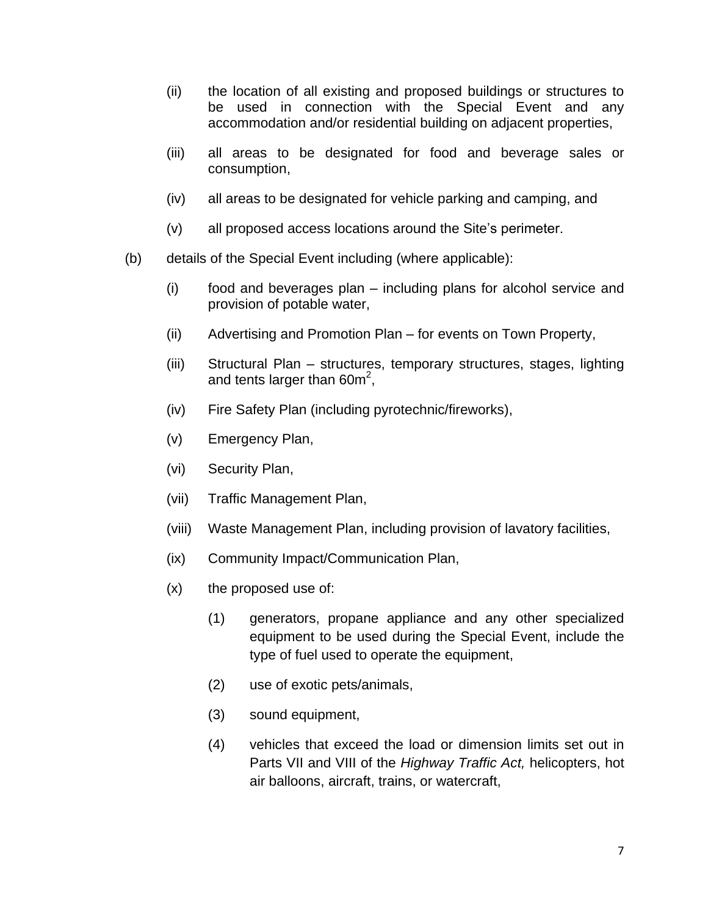(ii) the location of all existing and proposed buildings or structures to be used in connection with the Special Event and any accommodation and/or residential building on adjacent properties,

(iii) all areas to be designated for food and beverage sales or consumption,

(iv) all areas to be designated for vehicle parking and camping, and

(v) all proposed access locations around the Site's perimeter.

(b) details of the Special Event including (where applicable):

(i) food and beverages plan – including plans for alcohol service and provision of potable water,

(ii) Advertising and Promotion Plan – for events on Town Property,

(iii) Structural Plan – structures, temporary structures, stages, lighting and tents larger than $60m^2$,

(iv) Fire Safety Plan (including pyrotechnic/fireworks),

(v) Emergency Plan,

(vi) Security Plan,

(vii) Traffic Management Plan,

(viii) Waste Management Plan, including provision of lavatory facilities,

(ix) Community Impact/Communication Plan,

(x) the proposed use of:

(1) generators, propane appliance and any other specialized equipment to be used during the Special Event, include the type of fuel used to operate the equipment,

(2) use of exotic pets/animals,

(3) sound equipment,

(4) vehicles that exceed the load or dimension limits set out in Parts VII and VIII of the *Highway Traffic Act,* helicopters, hot air balloons, aircraft, trains, or watercraft,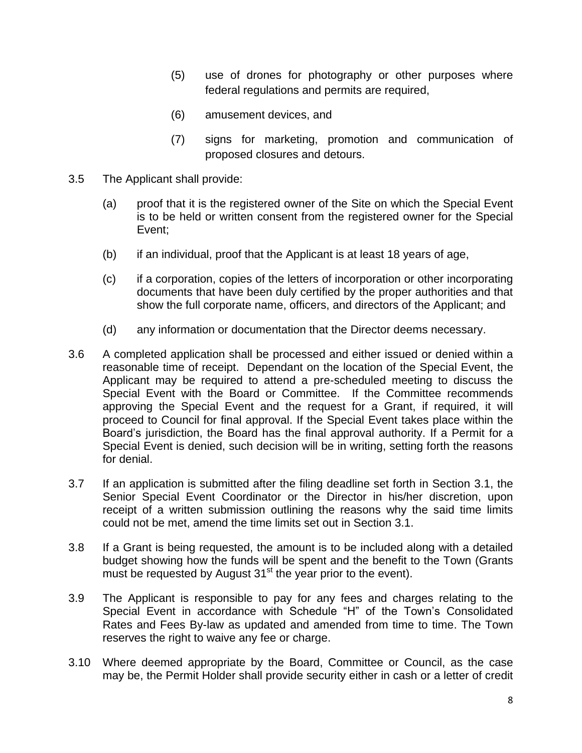(5) use of drones for photography or other purposes where federal regulations and permits are required,

(6) amusement devices, and

(7) signs for marketing, promotion and communication of proposed closures and detours.

3.5 The Applicant shall provide:

(a) proof that it is the registered owner of the Site on which the Special Event is to be held or written consent from the registered owner for the Special Event;

(b) if an individual, proof that the Applicant is at least 18 years of age,

(c) if a corporation, copies of the letters of incorporation or other incorporating documents that have been duly certified by the proper authorities and that show the full corporate name, officers, and directors of the Applicant; and

(d) any information or documentation that the Director deems necessary.

3.6 A completed application shall be processed and either issued or denied within a reasonable time of receipt. Dependant on the location of the Special Event, the Applicant may be required to attend a pre-scheduled meeting to discuss the Special Event with the Board or Committee. If the Committee recommends approving the Special Event and the request for a Grant, if required, it will proceed to Council for final approval. If the Special Event takes place within the Board's jurisdiction, the Board has the final approval authority. If a Permit for a Special Event is denied, such decision will be in writing, setting forth the reasons for denial.

3.7 If an application is submitted after the filing deadline set forth in Section 3.1, the Senior Special Event Coordinator or the Director in his/her discretion, upon receipt of a written submission outlining the reasons why the said time limits could not be met, amend the time limits set out in Section 3.1.

3.8 If a Grant is being requested, the amount is to be included along with a detailed budget showing how the funds will be spent and the benefit to the Town (Grants must be requested by August 31st the year prior to the event).

3.9 The Applicant is responsible to pay for any fees and charges relating to the Special Event in accordance with Schedule "H" of the Town's Consolidated Rates and Fees By-law as updated and amended from time to time. The Town reserves the right to waive any fee or charge.

3.10 Where deemed appropriate by the Board, Committee or Council, as the case may be, the Permit Holder shall provide security either in cash or a letter of credit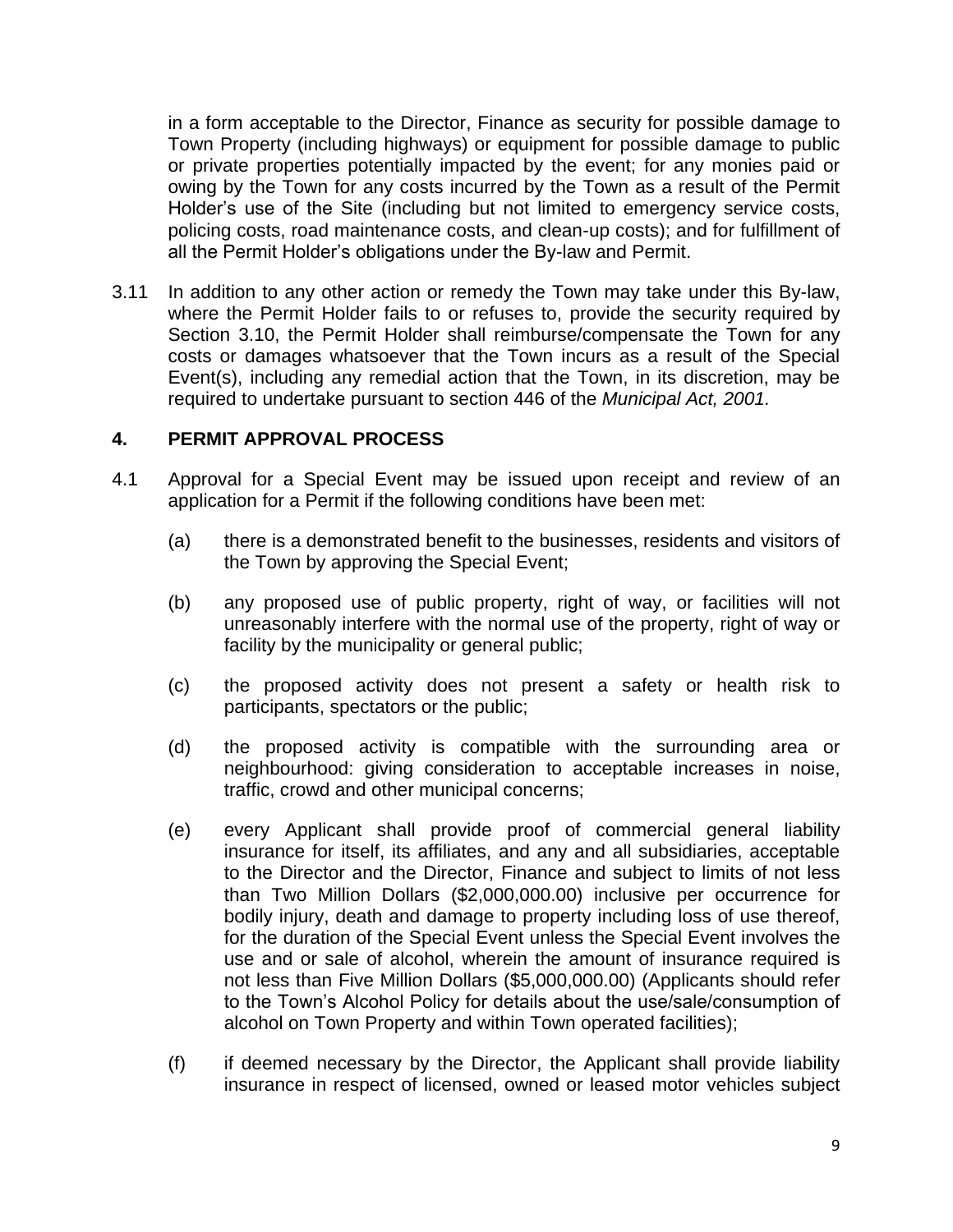in a form acceptable to the Director, Finance as security for possible damage to Town Property (including highways) or equipment for possible damage to public or private properties potentially impacted by the event; for any monies paid or owing by the Town for any costs incurred by the Town as a result of the Permit Holder's use of the Site (including but not limited to emergency service costs, policing costs, road maintenance costs, and clean-up costs); and for fulfillment of all the Permit Holder's obligations under the By-law and Permit.

3.11 In addition to any other action or remedy the Town may take under this By-law, where the Permit Holder fails to or refuses to, provide the security required by Section 3.10, the Permit Holder shall reimburse/compensate the Town for any costs or damages whatsoever that the Town incurs as a result of the Special Event(s), including any remedial action that the Town, in its discretion, may be required to undertake pursuant to section 446 of the *Municipal Act, 2001.*

## 4. PERMIT APPROVAL PROCESS

4.1 Approval for a Special Event may be issued upon receipt and review of an application for a Permit if the following conditions have been met:

(a) there is a demonstrated benefit to the businesses, residents and visitors of the Town by approving the Special Event;

(b) any proposed use of public property, right of way, or facilities will not unreasonably interfere with the normal use of the property, right of way or facility by the municipality or general public;

(c) the proposed activity does not present a safety or health risk to participants, spectators or the public;

(d) the proposed activity is compatible with the surrounding area or neighbourhood: giving consideration to acceptable increases in noise, traffic, crowd and other municipal concerns;

(e) every Applicant shall provide proof of commercial general liability insurance for itself, its affiliates, and any and all subsidiaries, acceptable to the Director and the Director, Finance and subject to limits of not less than Two Million Dollars ($2,000,000.00) inclusive per occurrence for bodily injury, death and damage to property including loss of use thereof, for the duration of the Special Event unless the Special Event involves the use and or sale of alcohol, wherein the amount of insurance required is not less than Five Million Dollars ($5,000,000.00) (Applicants should refer to the Town's Alcohol Policy for details about the use/sale/consumption of alcohol on Town Property and within Town operated facilities);

(f) if deemed necessary by the Director, the Applicant shall provide liability insurance in respect of licensed, owned or leased motor vehicles subject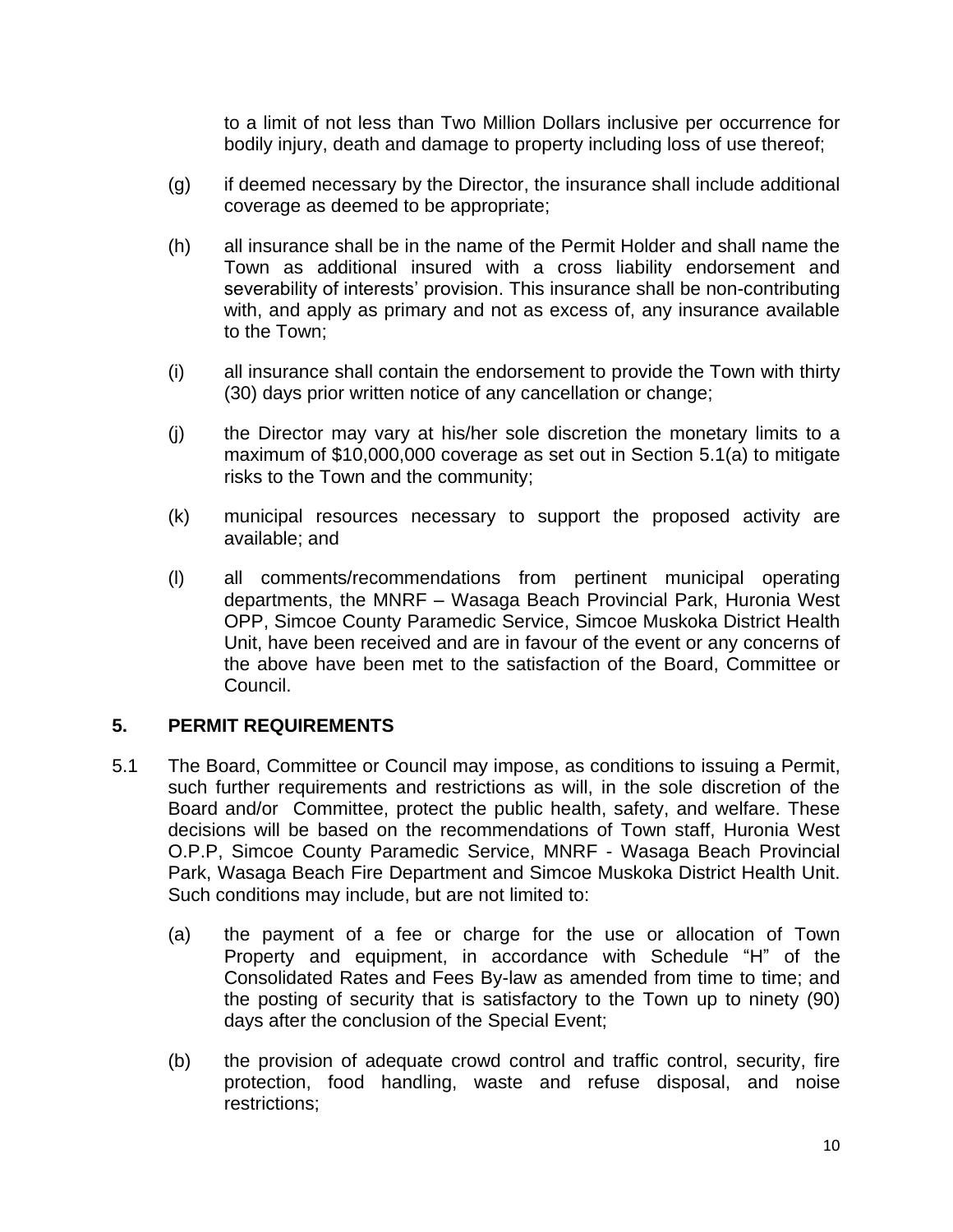to a limit of not less than Two Million Dollars inclusive per occurrence for bodily injury, death and damage to property including loss of use thereof;

(g) if deemed necessary by the Director, the insurance shall include additional coverage as deemed to be appropriate;

(h) all insurance shall be in the name of the Permit Holder and shall name the Town as additional insured with a cross liability endorsement and severability of interests' provision. This insurance shall be non-contributing with, and apply as primary and not as excess of, any insurance available to the Town;

(i) all insurance shall contain the endorsement to provide the Town with thirty (30) days prior written notice of any cancellation or change;

(j) the Director may vary at his/her sole discretion the monetary limits to a maximum of $10,000,000 coverage as set out in Section 5.1(a) to mitigate risks to the Town and the community;

(k) municipal resources necessary to support the proposed activity are available; and

(l) all comments/recommendations from pertinent municipal operating departments, the MNRF – Wasaga Beach Provincial Park, Huronia West OPP, Simcoe County Paramedic Service, Simcoe Muskoka District Health Unit, have been received and are in favour of the event or any concerns of the above have been met to the satisfaction of the Board, Committee or Council.

## 5. PERMIT REQUIREMENTS

5.1 The Board, Committee or Council may impose, as conditions to issuing a Permit, such further requirements and restrictions as will, in the sole discretion of the Board and/or Committee, protect the public health, safety, and welfare. These decisions will be based on the recommendations of Town staff, Huronia West O.P.P, Simcoe County Paramedic Service, MNRF - Wasaga Beach Provincial Park, Wasaga Beach Fire Department and Simcoe Muskoka District Health Unit. Such conditions may include, but are not limited to:

(a) the payment of a fee or charge for the use or allocation of Town Property and equipment, in accordance with Schedule "H" of the Consolidated Rates and Fees By-law as amended from time to time; and the posting of security that is satisfactory to the Town up to ninety (90) days after the conclusion of the Special Event;

(b) the provision of adequate crowd control and traffic control, security, fire protection, food handling, waste and refuse disposal, and noise restrictions;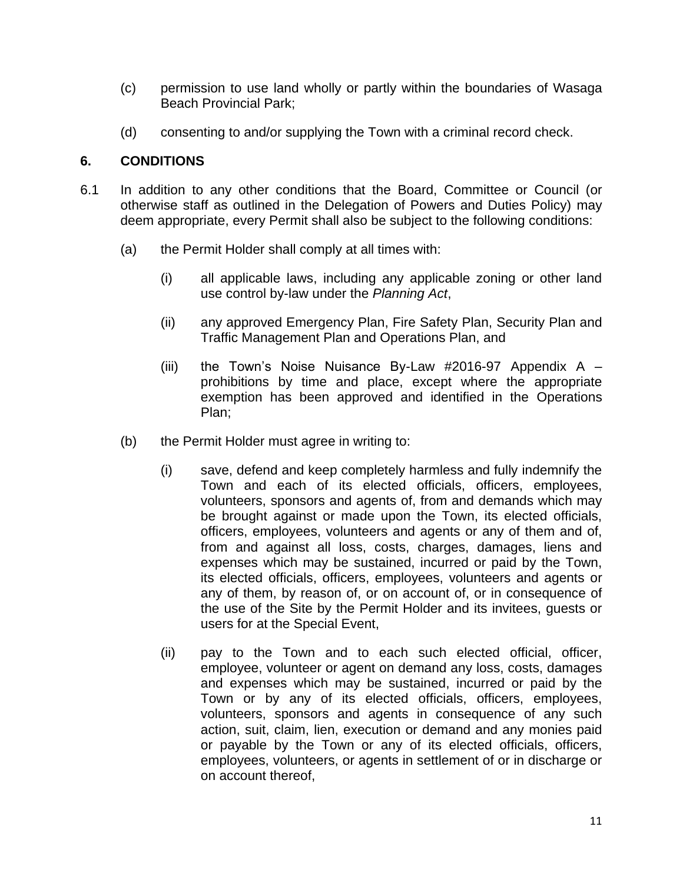(c) permission to use land wholly or partly within the boundaries of Wasaga Beach Provincial Park;

(d) consenting to and/or supplying the Town with a criminal record check.

## 6. CONDITIONS

6.1 In addition to any other conditions that the Board, Committee or Council (or otherwise staff as outlined in the Delegation of Powers and Duties Policy) may deem appropriate, every Permit shall also be subject to the following conditions:

(a) the Permit Holder shall comply at all times with:

(i) all applicable laws, including any applicable zoning or other land use control by-law under the *Planning Act*,

(ii) any approved Emergency Plan, Fire Safety Plan, Security Plan and Traffic Management Plan and Operations Plan, and

(iii) the Town's Noise Nuisance By-Law #2016-97 Appendix A – prohibitions by time and place, except where the appropriate exemption has been approved and identified in the Operations Plan;

(b) the Permit Holder must agree in writing to:

(i) save, defend and keep completely harmless and fully indemnify the Town and each of its elected officials, officers, employees, volunteers, sponsors and agents of, from and demands which may be brought against or made upon the Town, its elected officials, officers, employees, volunteers and agents or any of them and of, from and against all loss, costs, charges, damages, liens and expenses which may be sustained, incurred or paid by the Town, its elected officials, officers, employees, volunteers and agents or any of them, by reason of, or on account of, or in consequence of the use of the Site by the Permit Holder and its invitees, guests or users for at the Special Event,

(ii) pay to the Town and to each such elected official, officer, employee, volunteer or agent on demand any loss, costs, damages and expenses which may be sustained, incurred or paid by the Town or by any of its elected officials, officers, employees, volunteers, sponsors and agents in consequence of any such action, suit, claim, lien, execution or demand and any monies paid or payable by the Town or any of its elected officials, officers, employees, volunteers, or agents in settlement of or in discharge or on account thereof,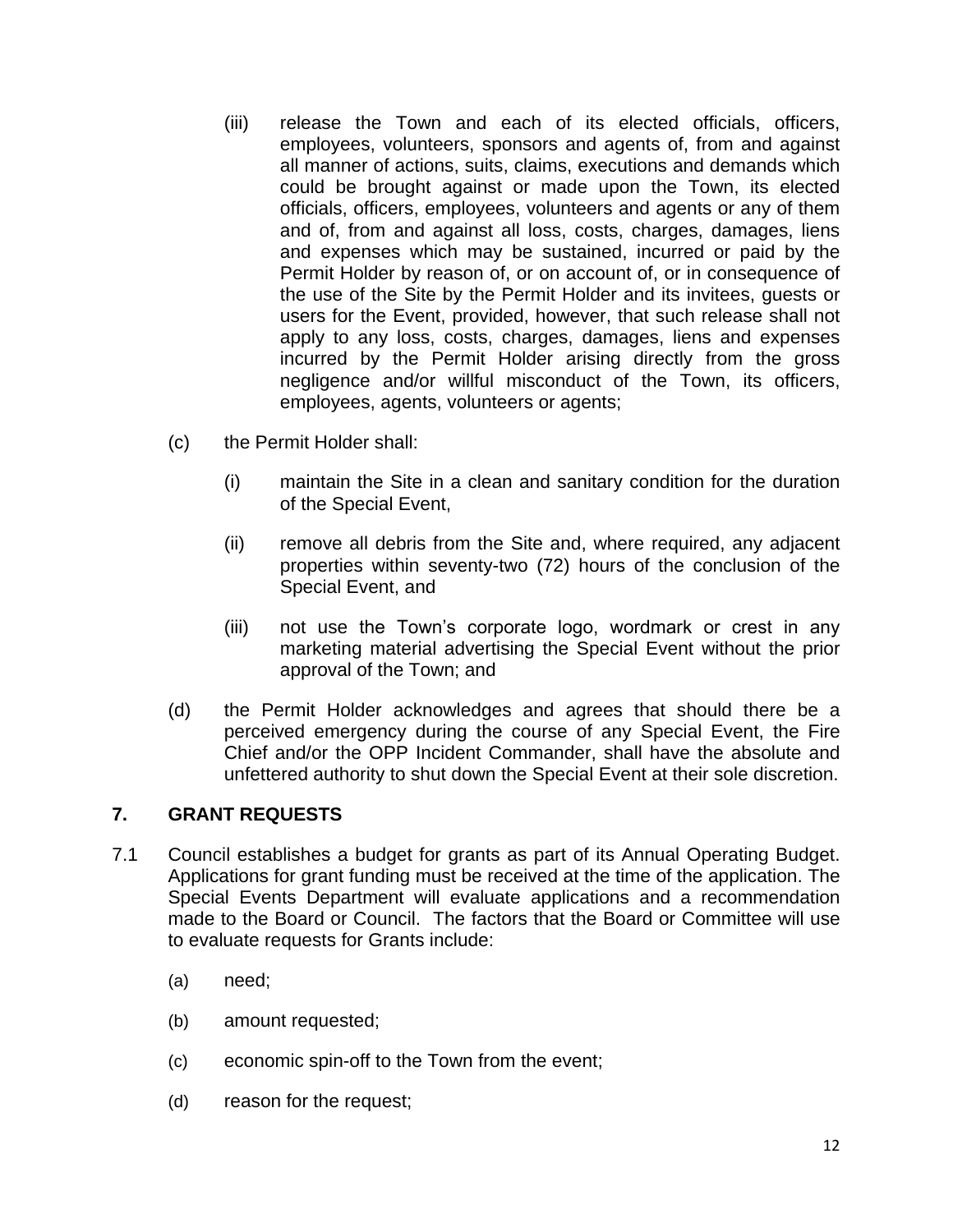(iii) release the Town and each of its elected officials, officers, employees, volunteers, sponsors and agents of, from and against all manner of actions, suits, claims, executions and demands which could be brought against or made upon the Town, its elected officials, officers, employees, volunteers and agents or any of them and of, from and against all loss, costs, charges, damages, liens and expenses which may be sustained, incurred or paid by the Permit Holder by reason of, or on account of, or in consequence of the use of the Site by the Permit Holder and its invitees, guests or users for the Event, provided, however, that such release shall not apply to any loss, costs, charges, damages, liens and expenses incurred by the Permit Holder arising directly from the gross negligence and/or willful misconduct of the Town, its officers, employees, agents, volunteers or agents;

(c) the Permit Holder shall:

(i) maintain the Site in a clean and sanitary condition for the duration of the Special Event,

(ii) remove all debris from the Site and, where required, any adjacent properties within seventy-two (72) hours of the conclusion of the Special Event, and

(iii) not use the Town's corporate logo, wordmark or crest in any marketing material advertising the Special Event without the prior approval of the Town; and

(d) the Permit Holder acknowledges and agrees that should there be a perceived emergency during the course of any Special Event, the Fire Chief and/or the OPP Incident Commander, shall have the absolute and unfettered authority to shut down the Special Event at their sole discretion.

## 7. GRANT REQUESTS

7.1 Council establishes a budget for grants as part of its Annual Operating Budget. Applications for grant funding must be received at the time of the application. The Special Events Department will evaluate applications and a recommendation made to the Board or Council. The factors that the Board or Committee will use to evaluate requests for Grants include:

(a) need;

(b) amount requested;

(c) economic spin-off to the Town from the event;

(d) reason for the request;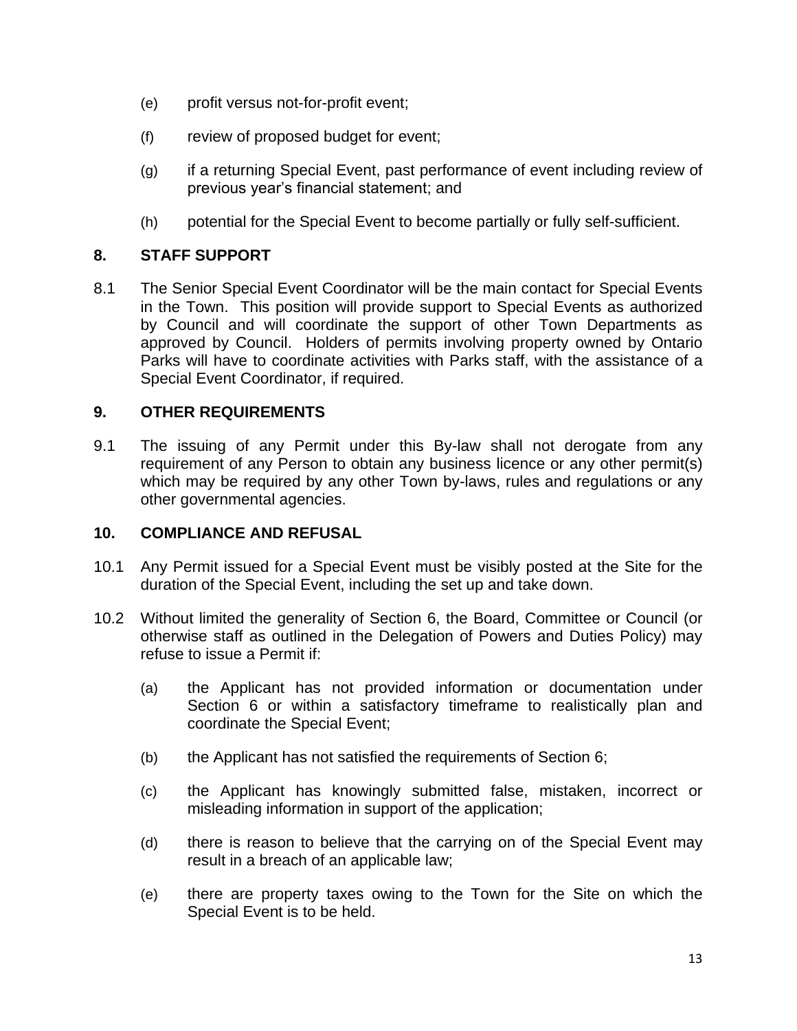(e) profit versus not-for-profit event;

(f) review of proposed budget for event;

(g) if a returning Special Event, past performance of event including review of previous year's financial statement; and

(h) potential for the Special Event to become partially or fully self-sufficient.

## 8. STAFF SUPPORT

8.1 The Senior Special Event Coordinator will be the main contact for Special Events in the Town. This position will provide support to Special Events as authorized by Council and will coordinate the support of other Town Departments as approved by Council. Holders of permits involving property owned by Ontario Parks will have to coordinate activities with Parks staff, with the assistance of a Special Event Coordinator, if required.

## 9. OTHER REQUIREMENTS

9.1 The issuing of any Permit under this By-law shall not derogate from any requirement of any Person to obtain any business licence or any other permit(s) which may be required by any other Town by-laws, rules and regulations or any other governmental agencies.

## 10. COMPLIANCE AND REFUSAL

10.1 Any Permit issued for a Special Event must be visibly posted at the Site for the duration of the Special Event, including the set up and take down.

10.2 Without limited the generality of Section 6, the Board, Committee or Council (or otherwise staff as outlined in the Delegation of Powers and Duties Policy) may refuse to issue a Permit if:

(a) the Applicant has not provided information or documentation under Section 6 or within a satisfactory timeframe to realistically plan and coordinate the Special Event;

(b) the Applicant has not satisfied the requirements of Section 6;

(c) the Applicant has knowingly submitted false, mistaken, incorrect or misleading information in support of the application;

(d) there is reason to believe that the carrying on of the Special Event may result in a breach of an applicable law;

(e) there are property taxes owing to the Town for the Site on which the Special Event is to be held.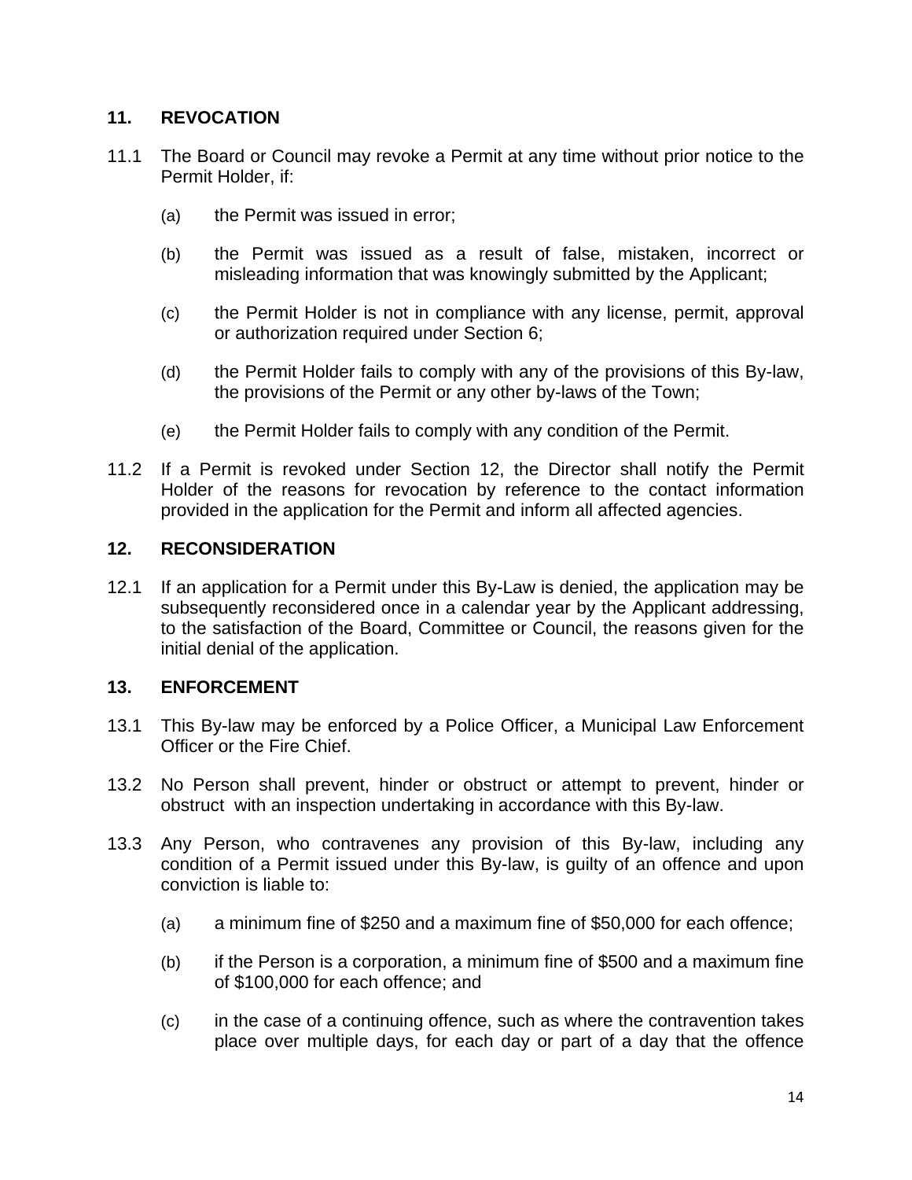## 11. REVOCATION

11.1 The Board or Council may revoke a Permit at any time without prior notice to the Permit Holder, if:

(a) the Permit was issued in error;

(b) the Permit was issued as a result of false, mistaken, incorrect or misleading information that was knowingly submitted by the Applicant;

(c) the Permit Holder is not in compliance with any license, permit, approval or authorization required under Section 6;

(d) the Permit Holder fails to comply with any of the provisions of this By-law, the provisions of the Permit or any other by-laws of the Town;

(e) the Permit Holder fails to comply with any condition of the Permit.

11.2 If a Permit is revoked under Section 12, the Director shall notify the Permit Holder of the reasons for revocation by reference to the contact information provided in the application for the Permit and inform all affected agencies.

## 12. RECONSIDERATION

12.1 If an application for a Permit under this By-Law is denied, the application may be subsequently reconsidered once in a calendar year by the Applicant addressing, to the satisfaction of the Board, Committee or Council, the reasons given for the initial denial of the application.

## 13. ENFORCEMENT

13.1 This By-law may be enforced by a Police Officer, a Municipal Law Enforcement Officer or the Fire Chief.

13.2 No Person shall prevent, hinder or obstruct or attempt to prevent, hinder or obstruct with an inspection undertaking in accordance with this By-law.

13.3 Any Person, who contravenes any provision of this By-law, including any condition of a Permit issued under this By-law, is guilty of an offence and upon conviction is liable to:

(a) a minimum fine of $250 and a maximum fine of $50,000 for each offence;

(b) if the Person is a corporation, a minimum fine of $500 and a maximum fine of $100,000 for each offence; and

(c) in the case of a continuing offence, such as where the contravention takes place over multiple days, for each day or part of a day that the offence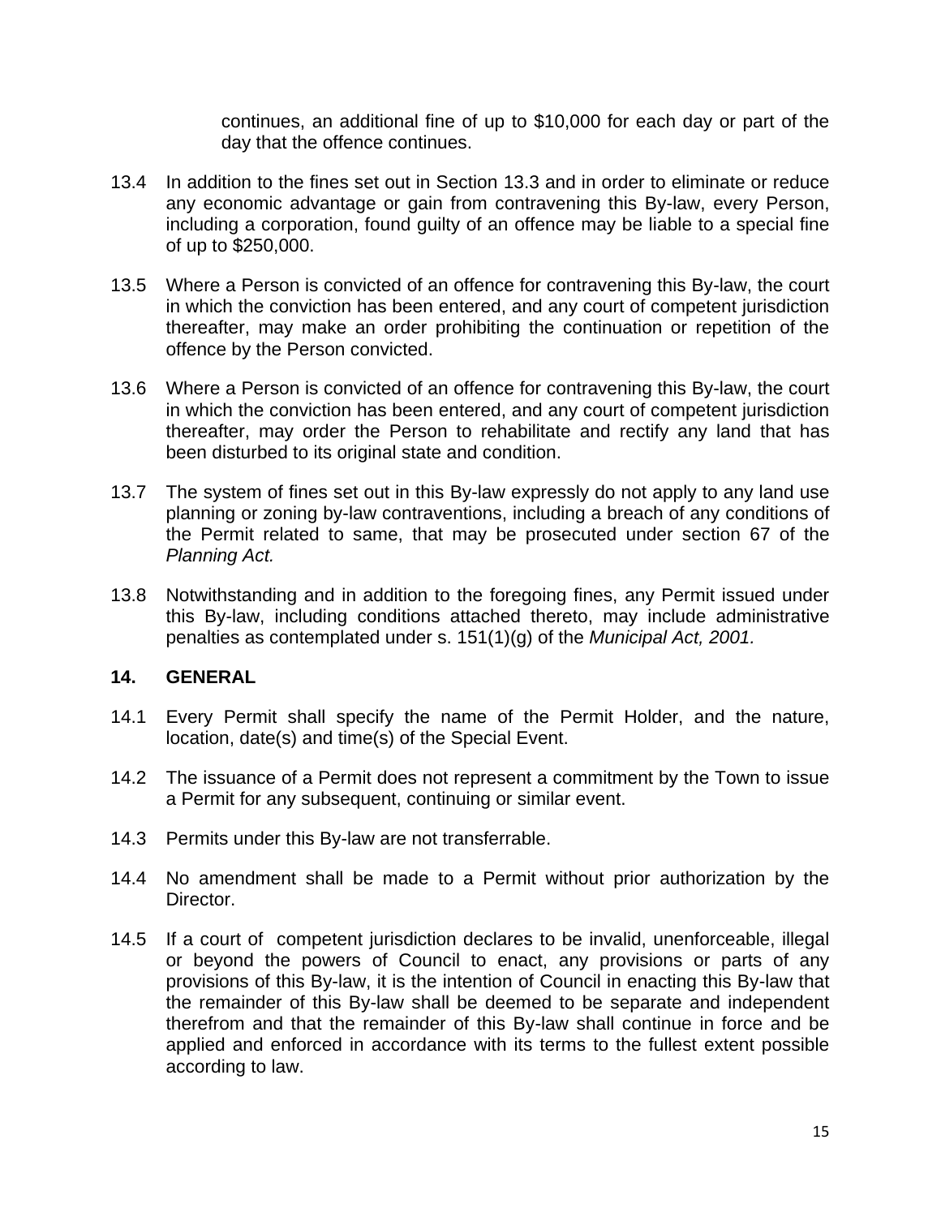continues, an additional fine of up to $10,000 for each day or part of the day that the offence continues.

13.4 In addition to the fines set out in Section 13.3 and in order to eliminate or reduce any economic advantage or gain from contravening this By-law, every Person, including a corporation, found guilty of an offence may be liable to a special fine of up to $250,000.

13.5 Where a Person is convicted of an offence for contravening this By-law, the court in which the conviction has been entered, and any court of competent jurisdiction thereafter, may make an order prohibiting the continuation or repetition of the offence by the Person convicted.

13.6 Where a Person is convicted of an offence for contravening this By-law, the court in which the conviction has been entered, and any court of competent jurisdiction thereafter, may order the Person to rehabilitate and rectify any land that has been disturbed to its original state and condition.

13.7 The system of fines set out in this By-law expressly do not apply to any land use planning or zoning by-law contraventions, including a breach of any conditions of the Permit related to same, that may be prosecuted under section 67 of the *Planning Act.*

13.8 Notwithstanding and in addition to the foregoing fines, any Permit issued under this By-law, including conditions attached thereto, may include administrative penalties as contemplated under s. 151(1)(g) of the *Municipal Act, 2001.*

## 14. GENERAL

14.1 Every Permit shall specify the name of the Permit Holder, and the nature, location, date(s) and time(s) of the Special Event.

14.2 The issuance of a Permit does not represent a commitment by the Town to issue a Permit for any subsequent, continuing or similar event.

14.3 Permits under this By-law are not transferrable.

14.4 No amendment shall be made to a Permit without prior authorization by the Director.

14.5 If a court of competent jurisdiction declares to be invalid, unenforceable, illegal or beyond the powers of Council to enact, any provisions or parts of any provisions of this By-law, it is the intention of Council in enacting this By-law that the remainder of this By-law shall be deemed to be separate and independent therefrom and that the remainder of this By-law shall continue in force and be applied and enforced in accordance with its terms to the fullest extent possible according to law.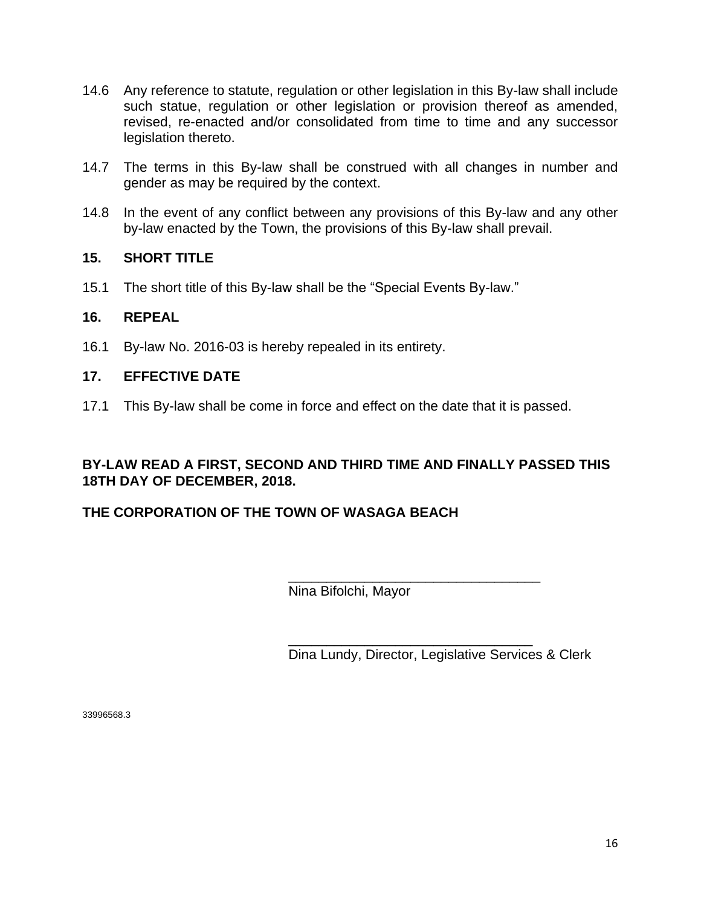14.6 Any reference to statute, regulation or other legislation in this By-law shall include such statue, regulation or other legislation or provision thereof as amended, revised, re-enacted and/or consolidated from time to time and any successor legislation thereto.

14.7 The terms in this By-law shall be construed with all changes in number and gender as may be required by the context.

14.8 In the event of any conflict between any provisions of this By-law and any other by-law enacted by the Town, the provisions of this By-law shall prevail.

## 15. SHORT TITLE

15.1 The short title of this By-law shall be the "Special Events By-law."

## 16. REPEAL

16.1 By-law No. 2016-03 is hereby repealed in its entirety.

## 17. EFFECTIVE DATE

17.1 This By-law shall be come in force and effect on the date that it is passed.

**BY-LAW READ A FIRST, SECOND AND THIRD TIME AND FINALLY PASSED THIS 18TH DAY OF DECEMBER, 2018.**

**THE CORPORATION OF THE TOWN OF WASAGA BEACH**

_________________________________
Nina Bifolchi, Mayor

_________________________________
Dina Lundy, Director, Legislative Services & Clerk

33996568.3